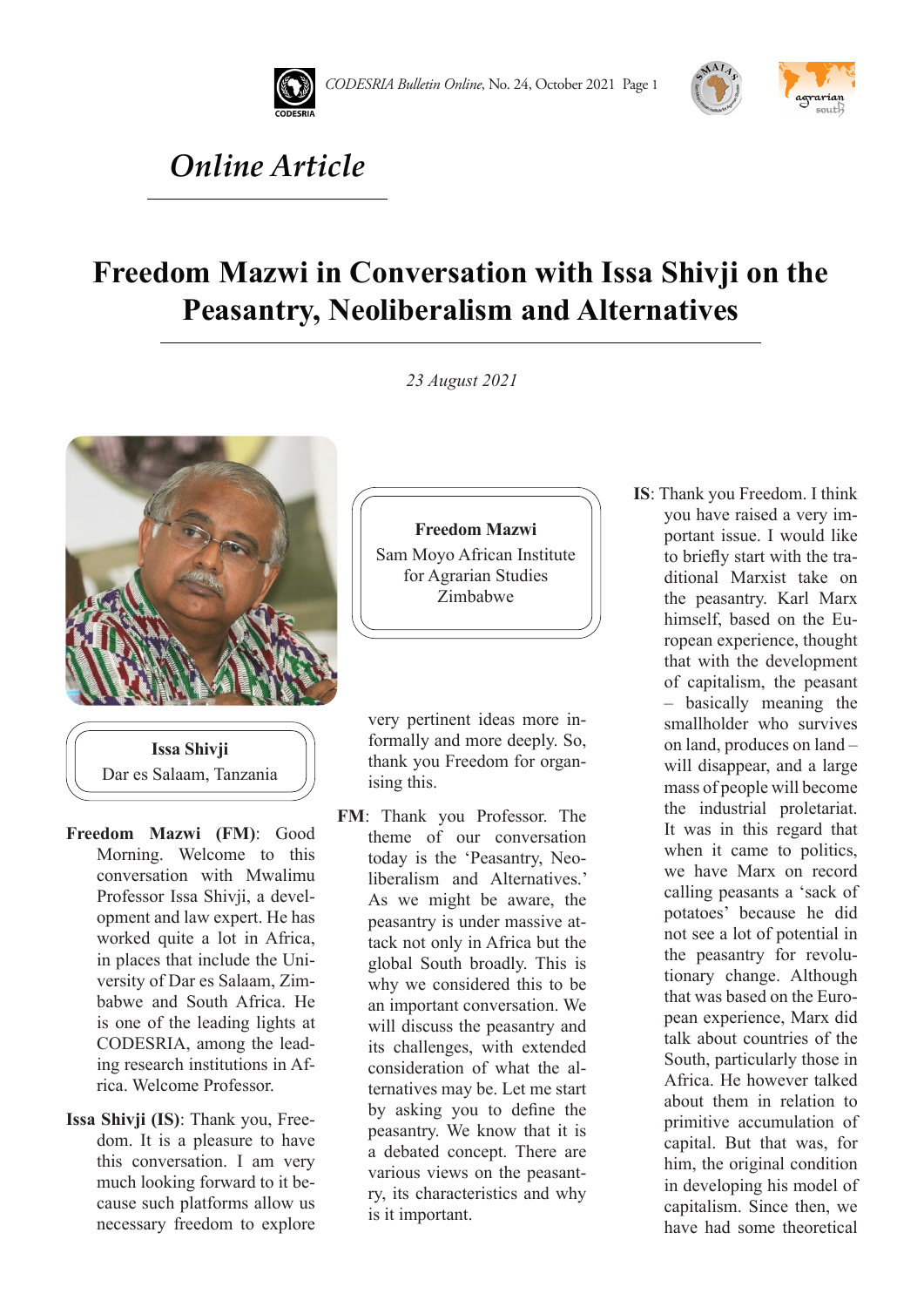*Online Article*

# Freedom Mazwi in Conversation with Issa Shivji on the Peasantry, Neoliberalism and Alternatives

*23 August 2021*

**Issa Shivji**
Dar es Salaam, Tanzania

**Freedom Mazwi**
Sam Moyo African Institute for Agrarian Studies
Zimbabwe

**Freedom Mazwi (FM)**: Good Morning. Welcome to this conversation with Mwalimu Professor Issa Shivji, a development and law expert. He has worked quite a lot in Africa, in places that include the University of Dar es Salaam, Zimbabwe and South Africa. He is one of the leading lights at CODESRIA, among the leading research institutions in Africa. Welcome Professor.

**Issa Shivji (IS)**: Thank you, Freedom. It is a pleasure to have this conversation. I am very much looking forward to it because such platforms allow us necessary freedom to explore very pertinent ideas more informally and more deeply. So, thank you Freedom for organising this.

**FM**: Thank you Professor. The theme of our conversation today is the 'Peasantry, Neoliberalism and Alternatives.' As we might be aware, the peasantry is under massive attack not only in Africa but the global South broadly. This is why we considered this to be an important conversation. We will discuss the peasantry and its challenges, with extended consideration of what the alternatives may be. Let me start by asking you to define the peasantry. We know that it is a debated concept. There are various views on the peasantry, its characteristics and why is it important.

**IS**: Thank you Freedom. I think you have raised a very important issue. I would like to briefly start with the traditional Marxist take on the peasantry. Karl Marx himself, based on the European experience, thought that with the development of capitalism, the peasant – basically meaning the smallholder who survives on land, produces on land – will disappear, and a large mass of people will become the industrial proletariat. It was in this regard that when it came to politics, we have Marx on record calling peasants a 'sack of potatoes' because he did not see a lot of potential in the peasantry for revolutionary change. Although that was based on the European experience, Marx did talk about countries of the South, particularly those in Africa. He however talked about them in relation to primitive accumulation of capital. But that was, for him, the original condition in developing his model of capitalism. Since then, we have had some theoretical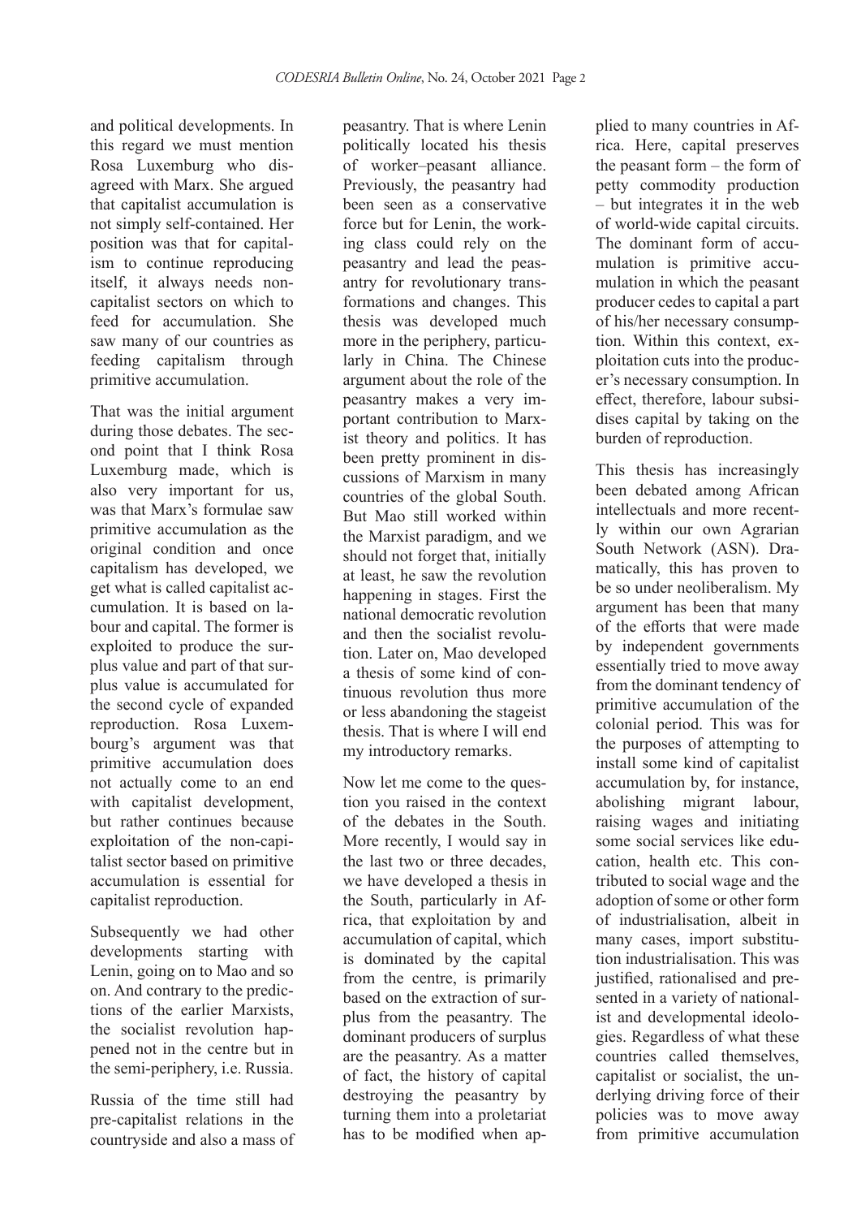and political developments. In this regard we must mention Rosa Luxemburg who disagreed with Marx. She argued that capitalist accumulation is not simply self-contained. Her position was that for capitalism to continue reproducing itself, it always needs non-capitalist sectors on which to feed for accumulation. She saw many of our countries as feeding capitalism through primitive accumulation.

That was the initial argument during those debates. The second point that I think Rosa Luxemburg made, which is also very important for us, was that Marx's formulae saw primitive accumulation as the original condition and once capitalism has developed, we get what is called capitalist accumulation. It is based on labour and capital. The former is exploited to produce the surplus value and part of that surplus value is accumulated for the second cycle of expanded reproduction. Rosa Luxembourg's argument was that primitive accumulation does not actually come to an end with capitalist development, but rather continues because exploitation of the non-capitalist sector based on primitive accumulation is essential for capitalist reproduction.

Subsequently we had other developments starting with Lenin, going on to Mao and so on. And contrary to the predictions of the earlier Marxists, the socialist revolution happened not in the centre but in the semi-periphery, i.e. Russia.

Russia of the time still had pre-capitalist relations in the countryside and also a mass of peasantry. That is where Lenin politically located his thesis of worker–peasant alliance. Previously, the peasantry had been seen as a conservative force but for Lenin, the working class could rely on the peasantry and lead the peasantry for revolutionary transformations and changes. This thesis was developed much more in the periphery, particularly in China. The Chinese argument about the role of the peasantry makes a very important contribution to Marxist theory and politics. It has been pretty prominent in discussions of Marxism in many countries of the global South. But Mao still worked within the Marxist paradigm, and we should not forget that, initially at least, he saw the revolution happening in stages. First the national democratic revolution and then the socialist revolution. Later on, Mao developed a thesis of some kind of continuous revolution thus more or less abandoning the stageist thesis. That is where I will end my introductory remarks.

Now let me come to the question you raised in the context of the debates in the South. More recently, I would say in the last two or three decades, we have developed a thesis in the South, particularly in Africa, that exploitation by and accumulation of capital, which is dominated by the capital from the centre, is primarily based on the extraction of surplus from the peasantry. The dominant producers of surplus are the peasantry. As a matter of fact, the history of capital destroying the peasantry by turning them into a proletariat has to be modified when applied to many countries in Africa. Here, capital preserves the peasant form – the form of petty commodity production – but integrates it in the web of world-wide capital circuits. The dominant form of accumulation is primitive accumulation in which the peasant producer cedes to capital a part of his/her necessary consumption. Within this context, exploitation cuts into the producer's necessary consumption. In effect, therefore, labour subsidises capital by taking on the burden of reproduction.

This thesis has increasingly been debated among African intellectuals and more recently within our own Agrarian South Network (ASN). Dramatically, this has proven to be so under neoliberalism. My argument has been that many of the efforts that were made by independent governments essentially tried to move away from the dominant tendency of primitive accumulation of the colonial period. This was for the purposes of attempting to install some kind of capitalist accumulation by, for instance, abolishing migrant labour, raising wages and initiating some social services like education, health etc. This contributed to social wage and the adoption of some or other form of industrialisation, albeit in many cases, import substitution industrialisation. This was justified, rationalised and presented in a variety of nationalist and developmental ideologies. Regardless of what these countries called themselves, capitalist or socialist, the underlying driving force of their policies was to move away from primitive accumulation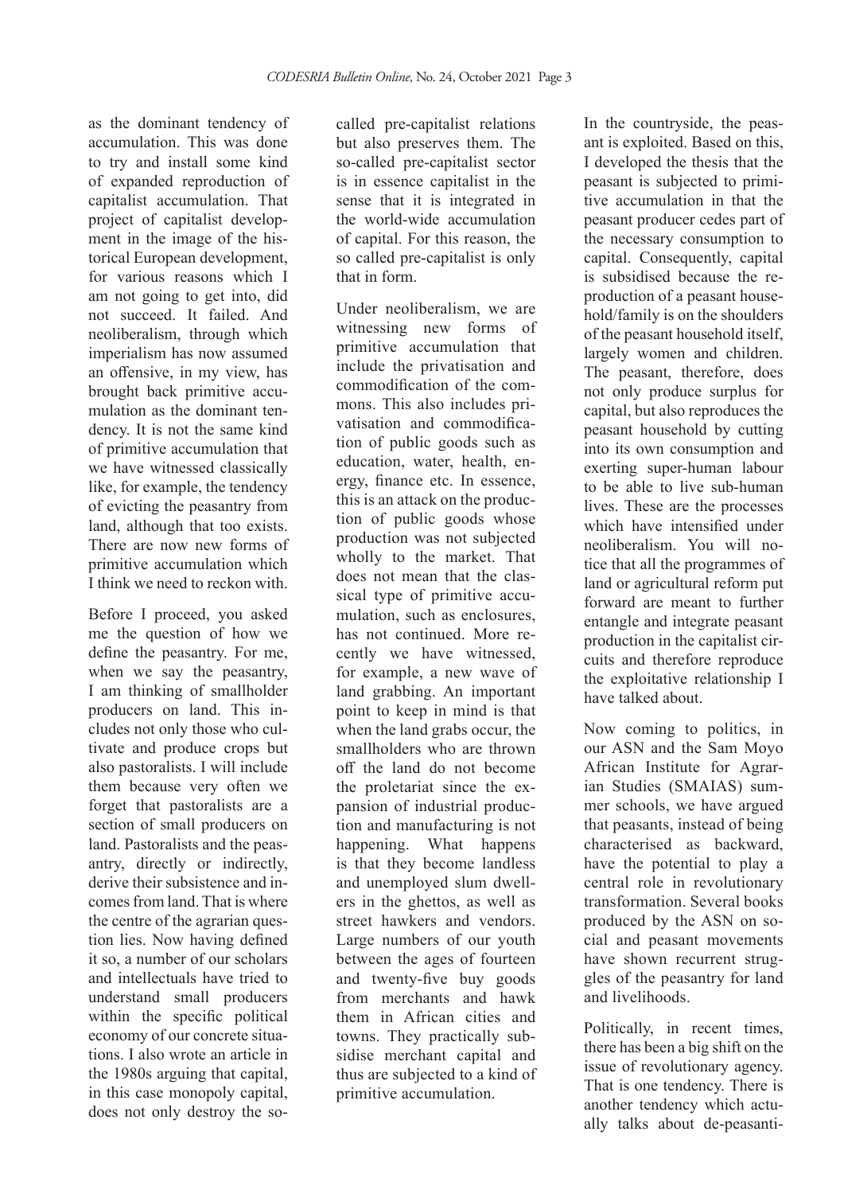as the dominant tendency of accumulation. This was done to try and install some kind of expanded reproduction of capitalist accumulation. That project of capitalist development in the image of the historical European development, for various reasons which I am not going to get into, did not succeed. It failed. And neoliberalism, through which imperialism has now assumed an offensive, in my view, has brought back primitive accumulation as the dominant tendency. It is not the same kind of primitive accumulation that we have witnessed classically like, for example, the tendency of evicting the peasantry from land, although that too exists. There are now new forms of primitive accumulation which I think we need to reckon with.

Before I proceed, you asked me the question of how we define the peasantry. For me, when we say the peasantry, I am thinking of smallholder producers on land. This includes not only those who cultivate and produce crops but also pastoralists. I will include them because very often we forget that pastoralists are a section of small producers on land. Pastoralists and the peasantry, directly or indirectly, derive their subsistence and incomes from land. That is where the centre of the agrarian question lies. Now having defined it so, a number of our scholars and intellectuals have tried to understand small producers within the specific political economy of our concrete situations. I also wrote an article in the 1980s arguing that capital, in this case monopoly capital, does not only destroy the so-called pre-capitalist relations but also preserves them. The so-called pre-capitalist sector is in essence capitalist in the sense that it is integrated in the world-wide accumulation of capital. For this reason, the so called pre-capitalist is only that in form.

Under neoliberalism, we are witnessing new forms of primitive accumulation that include the privatisation and commodification of the commons. This also includes privatisation and commodification of public goods such as education, water, health, energy, finance etc. In essence, this is an attack on the production of public goods whose production was not subjected wholly to the market. That does not mean that the classical type of primitive accumulation, such as enclosures, has not continued. More recently we have witnessed, for example, a new wave of land grabbing. An important point to keep in mind is that when the land grabs occur, the smallholders who are thrown off the land do not become the proletariat since the expansion of industrial production and manufacturing is not happening. What happens is that they become landless and unemployed slum dwellers in the ghettos, as well as street hawkers and vendors. Large numbers of our youth between the ages of fourteen and twenty-five buy goods from merchants and hawk them in African cities and towns. They practically subsidise merchant capital and thus are subjected to a kind of primitive accumulation.

In the countryside, the peasant is exploited. Based on this, I developed the thesis that the peasant is subjected to primitive accumulation in that the peasant producer cedes part of the necessary consumption to capital. Consequently, capital is subsidised because the reproduction of a peasant household/family is on the shoulders of the peasant household itself, largely women and children. The peasant, therefore, does not only produce surplus for capital, but also reproduces the peasant household by cutting into its own consumption and exerting super-human labour to be able to live sub-human lives. These are the processes which have intensified under neoliberalism. You will notice that all the programmes of land or agricultural reform put forward are meant to further entangle and integrate peasant production in the capitalist circuits and therefore reproduce the exploitative relationship I have talked about.

Now coming to politics, in our ASN and the Sam Moyo African Institute for Agrarian Studies (SMAIAS) summer schools, we have argued that peasants, instead of being characterised as backward, have the potential to play a central role in revolutionary transformation. Several books produced by the ASN on social and peasant movements have shown recurrent struggles of the peasantry for land and livelihoods.

Politically, in recent times, there has been a big shift on the issue of revolutionary agency. That is one tendency. There is another tendency which actually talks about de-peasanti-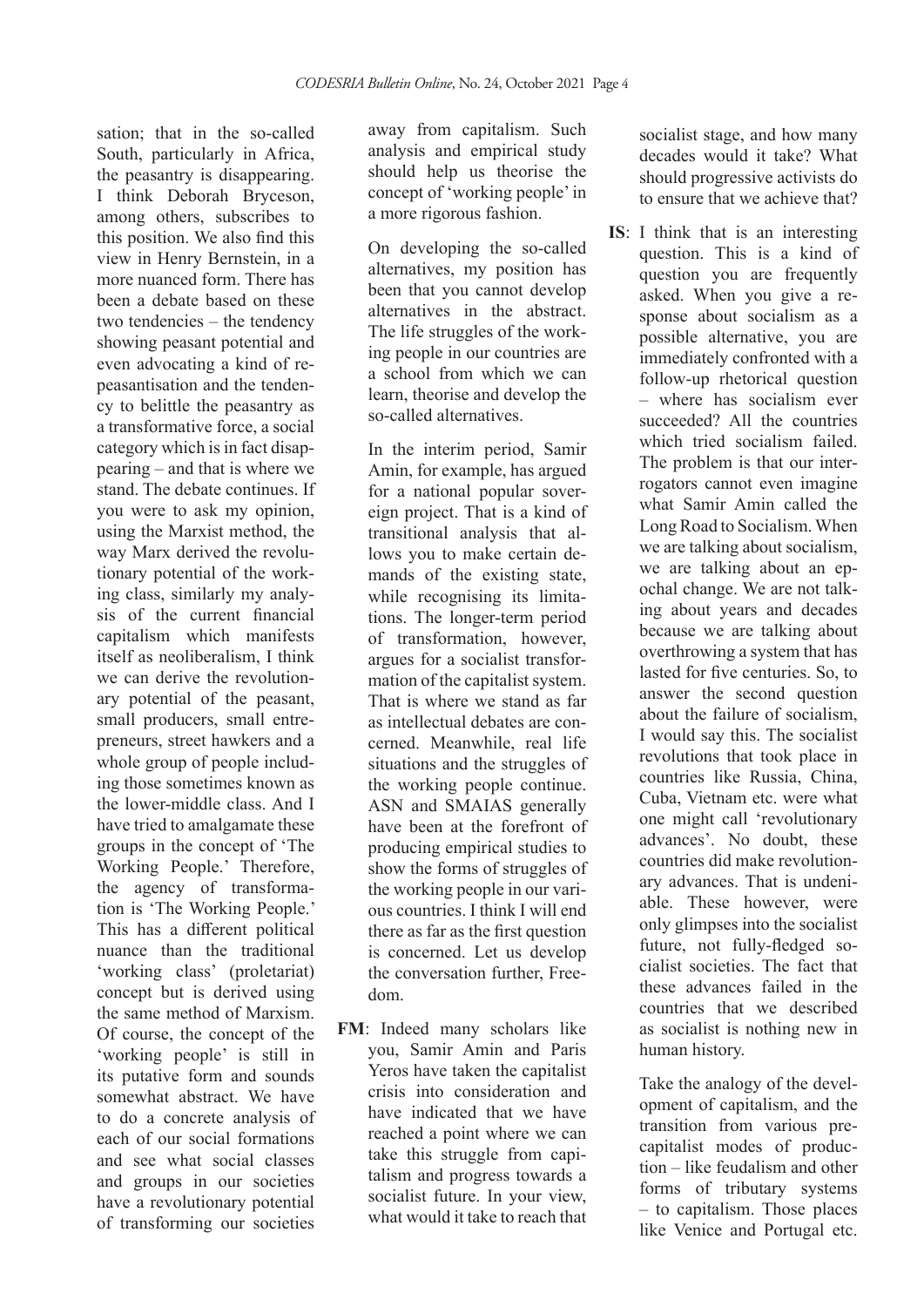sation; that in the so-called South, particularly in Africa, the peasantry is disappearing. I think Deborah Bryceson, among others, subscribes to this position. We also find this view in Henry Bernstein, in a more nuanced form. There has been a debate based on these two tendencies – the tendency showing peasant potential and even advocating a kind of re-peasantisation and the tendency to belittle the peasantry as a transformative force, a social category which is in fact disappearing – and that is where we stand. The debate continues. If you were to ask my opinion, using the Marxist method, the way Marx derived the revolutionary potential of the working class, similarly my analysis of the current financial capitalism which manifests itself as neoliberalism, I think we can derive the revolutionary potential of the peasant, small producers, small entrepreneurs, street hawkers and a whole group of people including those sometimes known as the lower-middle class. And I have tried to amalgamate these groups in the concept of 'The Working People.' Therefore, the agency of transformation is 'The Working People.' This has a different political nuance than the traditional 'working class' (proletariat) concept but is derived using the same method of Marxism. Of course, the concept of the 'working people' is still in its putative form and sounds somewhat abstract. We have to do a concrete analysis of each of our social formations and see what social classes and groups in our societies have a revolutionary potential of transforming our societies away from capitalism. Such analysis and empirical study should help us theorise the concept of 'working people' in a more rigorous fashion.

On developing the so-called alternatives, my position has been that you cannot develop alternatives in the abstract. The life struggles of the working people in our countries are a school from which we can learn, theorise and develop the so-called alternatives.

In the interim period, Samir Amin, for example, has argued for a national popular sovereign project. That is a kind of transitional analysis that allows you to make certain demands of the existing state, while recognising its limitations. The longer-term period of transformation, however, argues for a socialist transformation of the capitalist system. That is where we stand as far as intellectual debates are concerned. Meanwhile, real life situations and the struggles of the working people continue. ASN and SMAIAS generally have been at the forefront of producing empirical studies to show the forms of struggles of the working people in our various countries. I think I will end there as far as the first question is concerned. Let us develop the conversation further, Freedom.

**FM**: Indeed many scholars like you, Samir Amin and Paris Yeros have taken the capitalist crisis into consideration and have indicated that we have reached a point where we can take this struggle from capitalism and progress towards a socialist future. In your view, what would it take to reach that socialist stage, and how many decades would it take? What should progressive activists do to ensure that we achieve that?

**IS**: I think that is an interesting question. This is a kind of question you are frequently asked. When you give a response about socialism as a possible alternative, you are immediately confronted with a follow-up rhetorical question – where has socialism ever succeeded? All the countries which tried socialism failed. The problem is that our interrogators cannot even imagine what Samir Amin called the Long Road to Socialism. When we are talking about socialism, we are talking about an epochal change. We are not talking about years and decades because we are talking about overthrowing a system that has lasted for five centuries. So, to answer the second question about the failure of socialism, I would say this. The socialist revolutions that took place in countries like Russia, China, Cuba, Vietnam etc. were what one might call 'revolutionary advances'. No doubt, these countries did make revolutionary advances. That is undeniable. These however, were only glimpses into the socialist future, not fully-fledged socialist societies. The fact that these advances failed in the countries that we described as socialist is nothing new in human history.

Take the analogy of the development of capitalism, and the transition from various pre-capitalist modes of production – like feudalism and other forms of tributary systems – to capitalism. Those places like Venice and Portugal etc.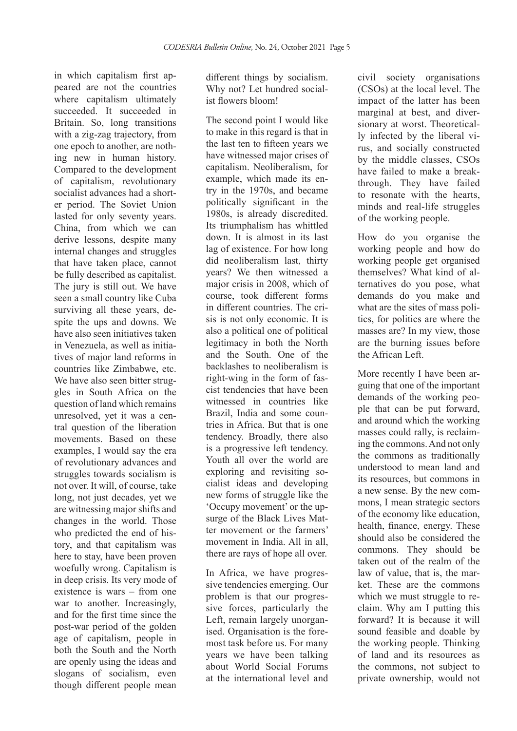in which capitalism first appeared are not the countries where capitalism ultimately succeeded. It succeeded in Britain. So, long transitions with a zig-zag trajectory, from one epoch to another, are nothing new in human history. Compared to the development of capitalism, revolutionary socialist advances had a shorter period. The Soviet Union lasted for only seventy years. China, from which we can derive lessons, despite many internal changes and struggles that have taken place, cannot be fully described as capitalist. The jury is still out. We have seen a small country like Cuba surviving all these years, despite the ups and downs. We have also seen initiatives taken in Venezuela, as well as initiatives of major land reforms in countries like Zimbabwe, etc. We have also seen bitter struggles in South Africa on the question of land which remains unresolved, yet it was a central question of the liberation movements. Based on these examples, I would say the era of revolutionary advances and struggles towards socialism is not over. It will, of course, take long, not just decades, yet we are witnessing major shifts and changes in the world. Those who predicted the end of history, and that capitalism was here to stay, have been proven woefully wrong. Capitalism is in deep crisis. Its very mode of existence is wars – from one war to another. Increasingly, and for the first time since the post-war period of the golden age of capitalism, people in both the South and the North are openly using the ideas and slogans of socialism, even though different people mean different things by socialism. Why not? Let hundred socialist flowers bloom!

The second point I would like to make in this regard is that in the last ten to fifteen years we have witnessed major crises of capitalism. Neoliberalism, for example, which made its entry in the 1970s, and became politically significant in the 1980s, is already discredited. Its triumphalism has whittled down. It is almost in its last lag of existence. For how long did neoliberalism last, thirty years? We then witnessed a major crisis in 2008, which of course, took different forms in different countries. The crisis is not only economic. It is also a political one of political legitimacy in both the North and the South. One of the backlashes to neoliberalism is right-wing in the form of fascist tendencies that have been witnessed in countries like Brazil, India and some countries in Africa. But that is one tendency. Broadly, there also is a progressive left tendency. Youth all over the world are exploring and revisiting socialist ideas and developing new forms of struggle like the 'Occupy movement' or the upsurge of the Black Lives Matter movement or the farmers' movement in India. All in all, there are rays of hope all over.

In Africa, we have progressive tendencies emerging. Our problem is that our progressive forces, particularly the Left, remain largely unorganised. Organisation is the foremost task before us. For many years we have been talking about World Social Forums at the international level and civil society organisations (CSOs) at the local level. The impact of the latter has been marginal at best, and diversionary at worst. Theoretically infected by the liberal virus, and socially constructed by the middle classes, CSOs have failed to make a breakthrough. They have failed to resonate with the hearts, minds and real-life struggles of the working people.

How do you organise the working people and how do working people get organised themselves? What kind of alternatives do you pose, what demands do you make and what are the sites of mass politics, for politics are where the masses are? In my view, those are the burning issues before the African Left.

More recently I have been arguing that one of the important demands of the working people that can be put forward, and around which the working masses could rally, is reclaiming the commons. And not only the commons as traditionally understood to mean land and its resources, but commons in a new sense. By the new commons, I mean strategic sectors of the economy like education, health, finance, energy. These should also be considered the commons. They should be taken out of the realm of the law of value, that is, the market. These are the commons which we must struggle to reclaim. Why am I putting this forward? It is because it will sound feasible and doable by the working people. Thinking of land and its resources as the commons, not subject to private ownership, would not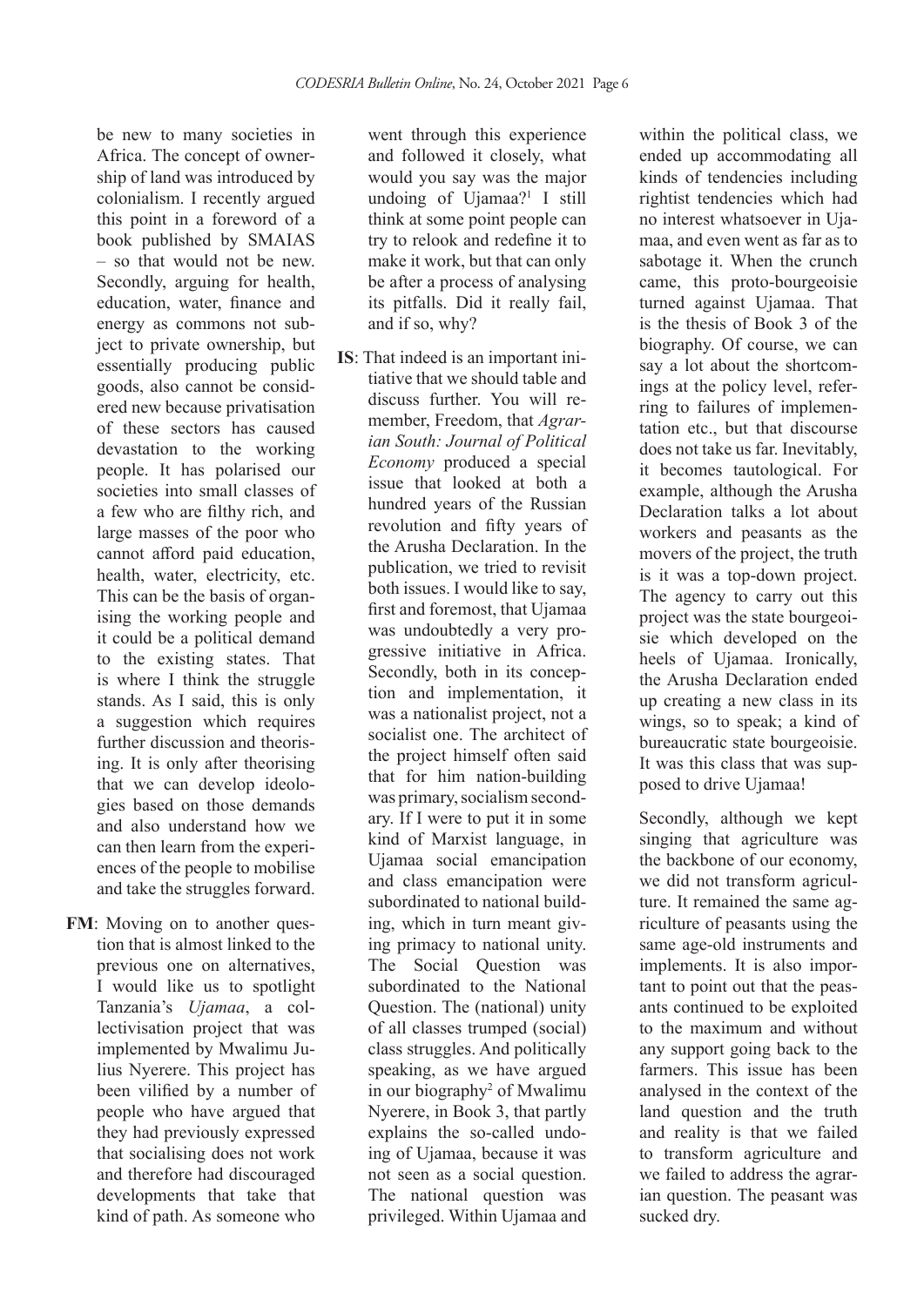be new to many societies in Africa. The concept of ownership of land was introduced by colonialism. I recently argued this point in a foreword of a book published by SMAIAS – so that would not be new. Secondly, arguing for health, education, water, finance and energy as commons not subject to private ownership, but essentially producing public goods, also cannot be considered new because privatisation of these sectors has caused devastation to the working people. It has polarised our societies into small classes of a few who are filthy rich, and large masses of the poor who cannot afford paid education, health, water, electricity, etc. This can be the basis of organising the working people and it could be a political demand to the existing states. That is where I think the struggle stands. As I said, this is only a suggestion which requires further discussion and theorising. It is only after theorising that we can develop ideologies based on those demands and also understand how we can then learn from the experiences of the people to mobilise and take the struggles forward.

**FM**: Moving on to another question that is almost linked to the previous one on alternatives, I would like us to spotlight Tanzania's *Ujamaa*, a collectivisation project that was implemented by Mwalimu Julius Nyerere. This project has been vilified by a number of people who have argued that they had previously expressed that socialising does not work and therefore had discouraged developments that take that kind of path. As someone who went through this experience and followed it closely, what would you say was the major undoing of Ujamaa?[1] I still think at some point people can try to relook and redefine it to make it work, but that can only be after a process of analysing its pitfalls. Did it really fail, and if so, why?

**IS**: That indeed is an important initiative that we should table and discuss further. You will remember, Freedom, that *Agrarian South: Journal of Political Economy* produced a special issue that looked at both a hundred years of the Russian revolution and fifty years of the Arusha Declaration. In the publication, we tried to revisit both issues. I would like to say, first and foremost, that Ujamaa was undoubtedly a very progressive initiative in Africa. Secondly, both in its conception and implementation, it was a nationalist project, not a socialist one. The architect of the project himself often said that for him nation-building was primary, socialism secondary. If I were to put it in some kind of Marxist language, in Ujamaa social emancipation and class emancipation were subordinated to national building, which in turn meant giving primacy to national unity. The Social Question was subordinated to the National Question. The (national) unity of all classes trumped (social) class struggles. And politically speaking, as we have argued in our biography[2] of Mwalimu Nyerere, in Book 3, that partly explains the so-called undoing of Ujamaa, because it was not seen as a social question. The national question was privileged. Within Ujamaa and within the political class, we ended up accommodating all kinds of tendencies including rightist tendencies which had no interest whatsoever in Ujamaa, and even went as far as to sabotage it. When the crunch came, this proto-bourgeoisie turned against Ujamaa. That is the thesis of Book 3 of the biography. Of course, we can say a lot about the shortcomings at the policy level, referring to failures of implementation etc., but that discourse does not take us far. Inevitably, it becomes tautological. For example, although the Arusha Declaration talks a lot about workers and peasants as the movers of the project, the truth is it was a top-down project. The agency to carry out this project was the state bourgeoisie which developed on the heels of Ujamaa. Ironically, the Arusha Declaration ended up creating a new class in its wings, so to speak; a kind of bureaucratic state bourgeoisie. It was this class that was supposed to drive Ujamaa!

Secondly, although we kept singing that agriculture was the backbone of our economy, we did not transform agriculture. It remained the same agriculture of peasants using the same age-old instruments and implements. It is also important to point out that the peasants continued to be exploited to the maximum and without any support going back to the farmers. This issue has been analysed in the context of the land question and the truth and reality is that we failed to transform agriculture and we failed to address the agrarian question. The peasant was sucked dry.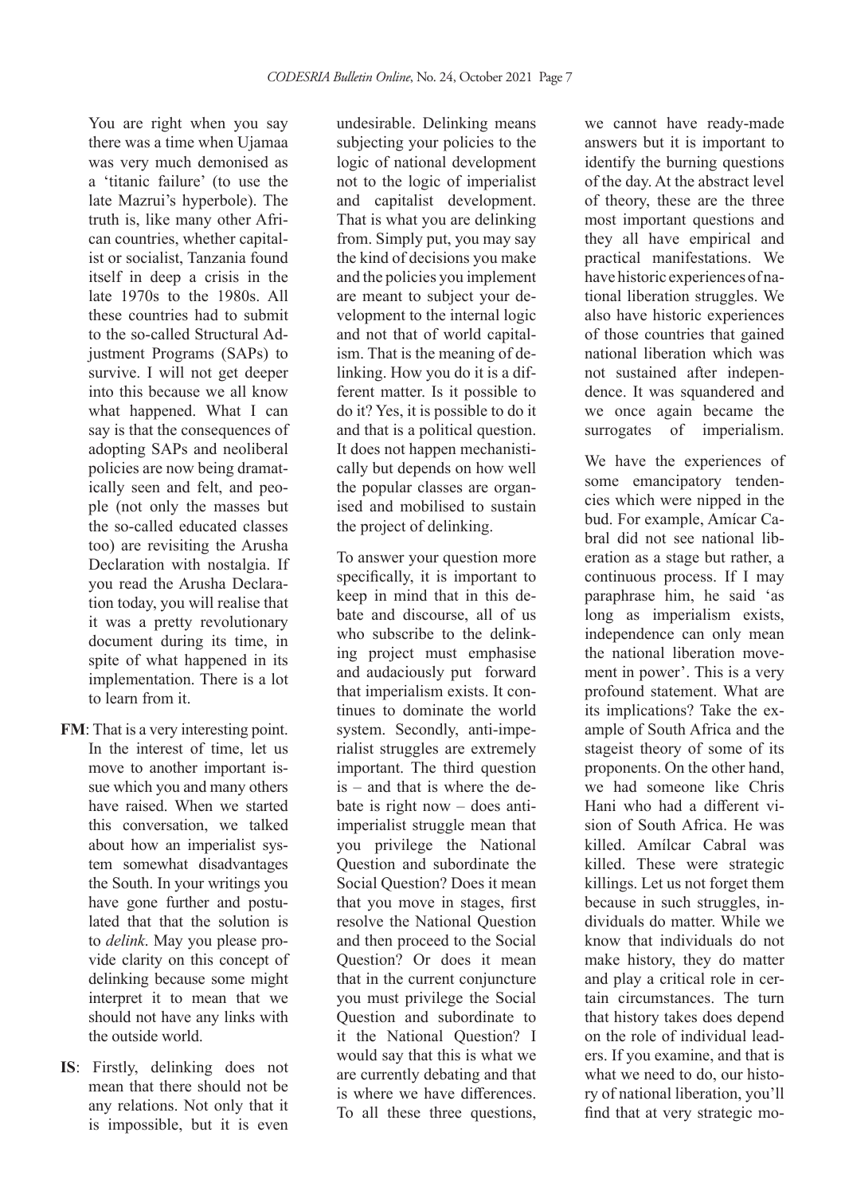You are right when you say there was a time when Ujamaa was very much demonised as a 'titanic failure' (to use the late Mazrui's hyperbole). The truth is, like many other African countries, whether capitalist or socialist, Tanzania found itself in deep a crisis in the late 1970s to the 1980s. All these countries had to submit to the so-called Structural Adjustment Programs (SAPs) to survive. I will not get deeper into this because we all know what happened. What I can say is that the consequences of adopting SAPs and neoliberal policies are now being dramatically seen and felt, and people (not only the masses but the so-called educated classes too) are revisiting the Arusha Declaration with nostalgia. If you read the Arusha Declaration today, you will realise that it was a pretty revolutionary document during its time, in spite of what happened in its implementation. There is a lot to learn from it.

**FM**: That is a very interesting point. In the interest of time, let us move to another important issue which you and many others have raised. When we started this conversation, we talked about how an imperialist system somewhat disadvantages the South. In your writings you have gone further and postulated that that the solution is to *delink*. May you please provide clarity on this concept of delinking because some might interpret it to mean that we should not have any links with the outside world.

**IS**: Firstly, delinking does not mean that there should not be any relations. Not only that it is impossible, but it is even undesirable. Delinking means subjecting your policies to the logic of national development not to the logic of imperialist and capitalist development. That is what you are delinking from. Simply put, you may say the kind of decisions you make and the policies you implement are meant to subject your development to the internal logic and not that of world capitalism. That is the meaning of delinking. How you do it is a different matter. Is it possible to do it? Yes, it is possible to do it and that is a political question. It does not happen mechanistically but depends on how well the popular classes are organised and mobilised to sustain the project of delinking.

To answer your question more specifically, it is important to keep in mind that in this debate and discourse, all of us who subscribe to the delinking project must emphasise and audaciously put forward that imperialism exists. It continues to dominate the world system. Secondly, anti-imperialist struggles are extremely important. The third question is – and that is where the debate is right now – does anti-imperialist struggle mean that you privilege the National Question and subordinate the Social Question? Does it mean that you move in stages, first resolve the National Question and then proceed to the Social Question? Or does it mean that in the current conjuncture you must privilege the Social Question and subordinate to it the National Question? I would say that this is what we are currently debating and that is where we have differences. To all these three questions, we cannot have ready-made answers but it is important to identify the burning questions of the day. At the abstract level of theory, these are the three most important questions and they all have empirical and practical manifestations. We have historic experiences of national liberation struggles. We also have historic experiences of those countries that gained national liberation which was not sustained after independence. It was squandered and we once again became the surrogates of imperialism.

We have the experiences of some emancipatory tendencies which were nipped in the bud. For example, Amícar Cabral did not see national liberation as a stage but rather, a continuous process. If I may paraphrase him, he said 'as long as imperialism exists, independence can only mean the national liberation movement in power'. This is a very profound statement. What are its implications? Take the example of South Africa and the stageist theory of some of its proponents. On the other hand, we had someone like Chris Hani who had a different vision of South Africa. He was killed. Amílcar Cabral was killed. These were strategic killings. Let us not forget them because in such struggles, individuals do matter. While we know that individuals do not make history, they do matter and play a critical role in certain circumstances. The turn that history takes does depend on the role of individual leaders. If you examine, and that is what we need to do, our history of national liberation, you'll find that at very strategic mo-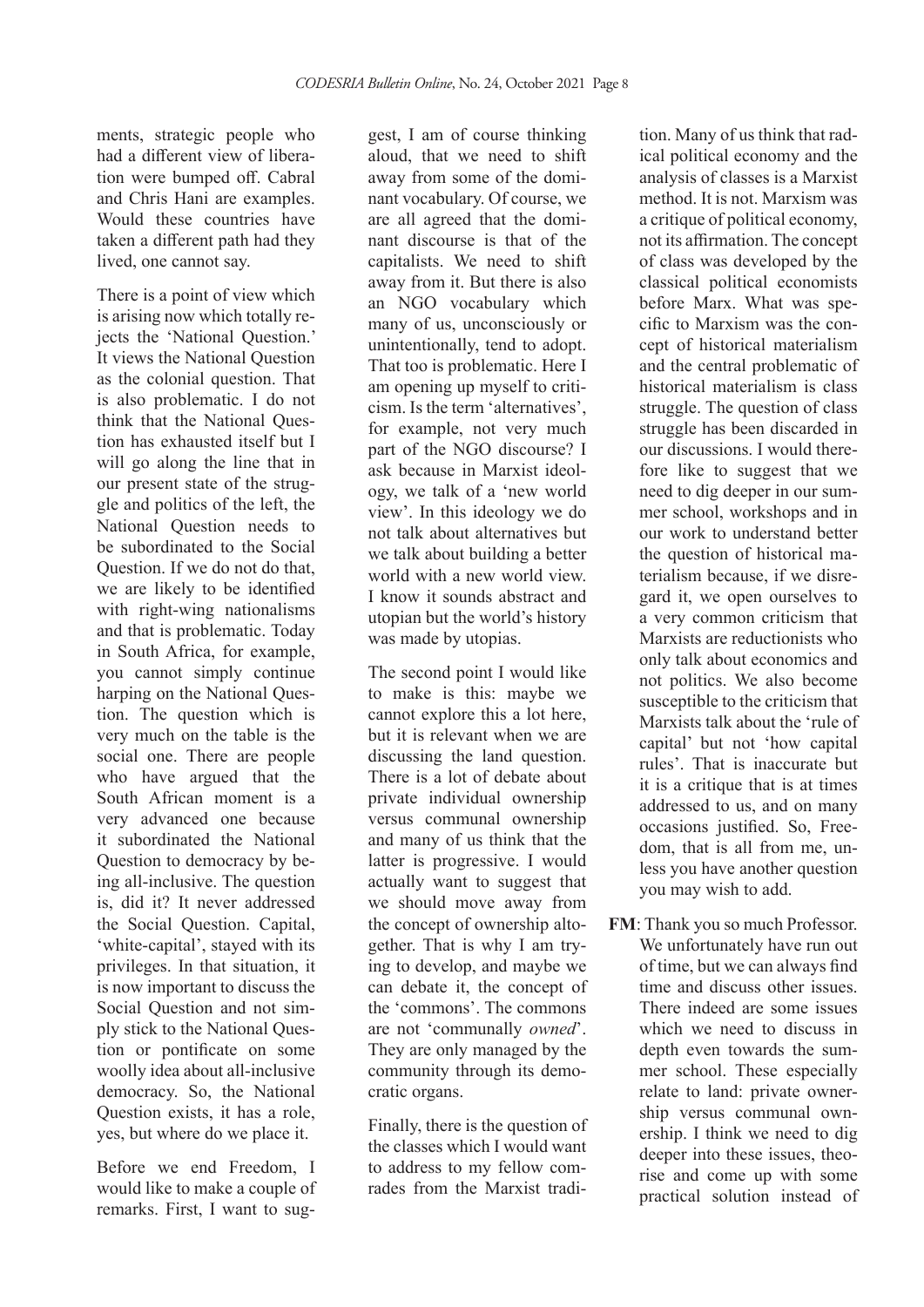ments, strategic people who had a different view of liberation were bumped off. Cabral and Chris Hani are examples. Would these countries have taken a different path had they lived, one cannot say.

There is a point of view which is arising now which totally rejects the 'National Question.' It views the National Question as the colonial question. That is also problematic. I do not think that the National Question has exhausted itself but I will go along the line that in our present state of the struggle and politics of the left, the National Question needs to be subordinated to the Social Question. If we do not do that, we are likely to be identified with right-wing nationalisms and that is problematic. Today in South Africa, for example, you cannot simply continue harping on the National Question. The question which is very much on the table is the social one. There are people who have argued that the South African moment is a very advanced one because it subordinated the National Question to democracy by being all-inclusive. The question is, did it? It never addressed the Social Question. Capital, 'white-capital', stayed with its privileges. In that situation, it is now important to discuss the Social Question and not simply stick to the National Question or pontificate on some woolly idea about all-inclusive democracy. So, the National Question exists, it has a role, yes, but where do we place it.

Before we end Freedom, I would like to make a couple of remarks. First, I want to suggest, I am of course thinking aloud, that we need to shift away from some of the dominant vocabulary. Of course, we are all agreed that the dominant discourse is that of the capitalists. We need to shift away from it. But there is also an NGO vocabulary which many of us, unconsciously or unintentionally, tend to adopt. That too is problematic. Here I am opening up myself to criticism. Is the term 'alternatives', for example, not very much part of the NGO discourse? I ask because in Marxist ideology, we talk of a 'new world view'. In this ideology we do not talk about alternatives but we talk about building a better world with a new world view. I know it sounds abstract and utopian but the world's history was made by utopias.

The second point I would like to make is this: maybe we cannot explore this a lot here, but it is relevant when we are discussing the land question. There is a lot of debate about private individual ownership versus communal ownership and many of us think that the latter is progressive. I would actually want to suggest that we should move away from the concept of ownership altogether. That is why I am trying to develop, and maybe we can debate it, the concept of the 'commons'. The commons are not 'communally *owned*'. They are only managed by the community through its democratic organs.

Finally, there is the question of the classes which I would want to address to my fellow comrades from the Marxist tradition. Many of us think that radical political economy and the analysis of classes is a Marxist method. It is not. Marxism was a critique of political economy, not its affirmation. The concept of class was developed by the classical political economists before Marx. What was specific to Marxism was the concept of historical materialism and the central problematic of historical materialism is class struggle. The question of class struggle has been discarded in our discussions. I would therefore like to suggest that we need to dig deeper in our summer school, workshops and in our work to understand better the question of historical materialism because, if we disregard it, we open ourselves to a very common criticism that Marxists are reductionists who only talk about economics and not politics. We also become susceptible to the criticism that Marxists talk about the 'rule of capital' but not 'how capital rules'. That is inaccurate but it is a critique that is at times addressed to us, and on many occasions justified. So, Freedom, that is all from me, unless you have another question you may wish to add.

**FM**: Thank you so much Professor. We unfortunately have run out of time, but we can always find time and discuss other issues. There indeed are some issues which we need to discuss in depth even towards the summer school. These especially relate to land: private ownership versus communal ownership. I think we need to dig deeper into these issues, theorise and come up with some practical solution instead of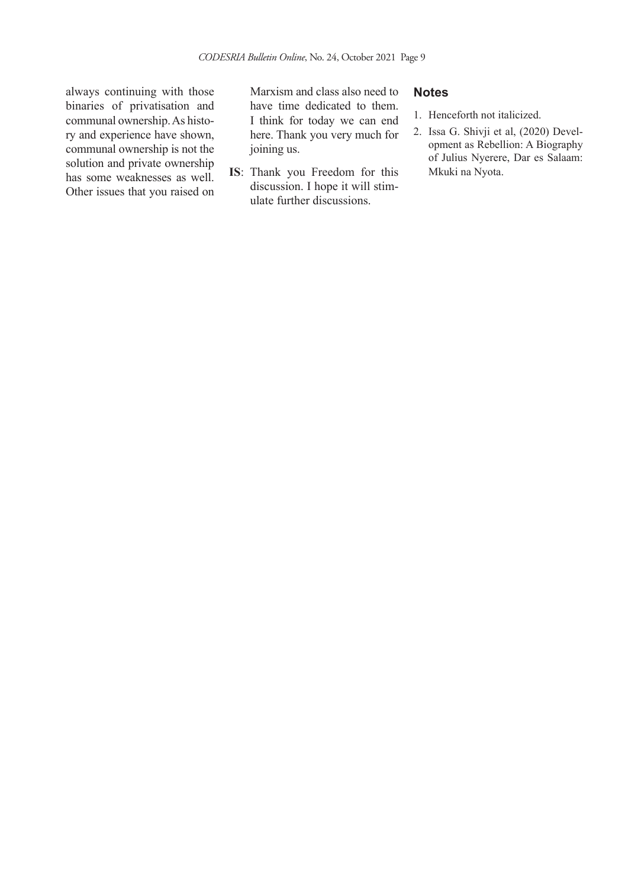always continuing with those binaries of privatisation and communal ownership. As history and experience have shown, communal ownership is not the solution and private ownership has some weaknesses as well. Other issues that you raised on Marxism and class also need to have time dedicated to them. I think for today we can end here. Thank you very much for joining us.

**IS**: Thank you Freedom for this discussion. I hope it will stimulate further discussions.

## Notes

1. Henceforth not italicized.
2. Issa G. Shivji et al, (2020) Development as Rebellion: A Biography of Julius Nyerere, Dar es Salaam: Mkuki na Nyota.